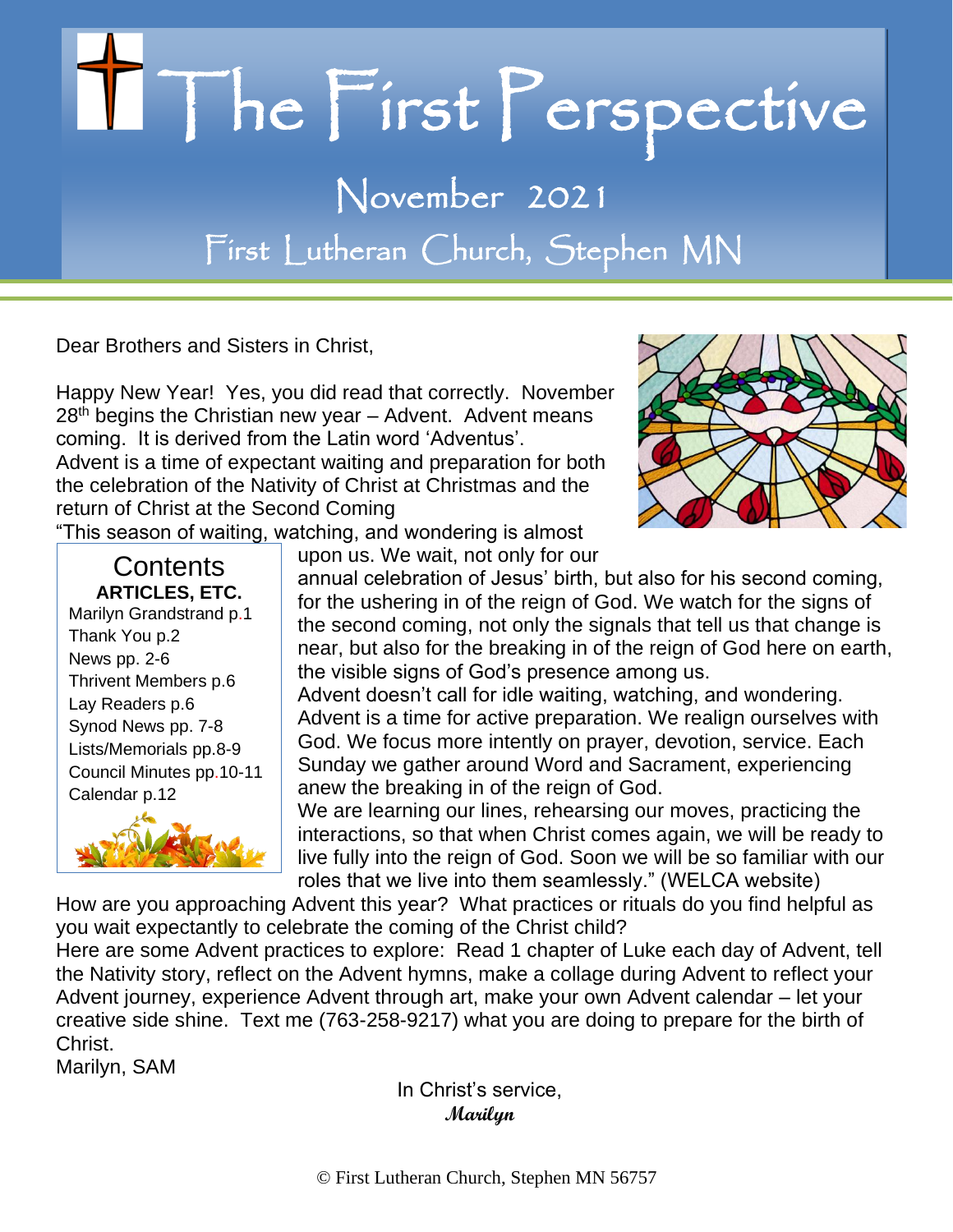# The First Perspective

## November 2021

### First Lutheran Church, Stephen MN

Dear Brothers and Sisters in Christ,

Happy New Year! Yes, you did read that correctly. November 28th begins the Christian new year – Advent. Advent means coming. It is derived from the Latin word 'Adventus'.
Advent is a time of expectant waiting and preparation for both the celebration of the Nativity of Christ at Christmas and the return of Christ at the Second Coming
"This season of waiting, watching, and wondering is almost upon us. We wait, not only for our annual celebration of Jesus' birth, but also for his second coming, for the ushering in of the reign of God. We watch for the signs of the second coming, not only the signals that tell us that change is near, but also for the breaking in of the reign of God here on earth, the visible signs of God's presence among us.
Advent doesn't call for idle waiting, watching, and wondering. Advent is a time for active preparation. We realign ourselves with God. We focus more intently on prayer, devotion, service. Each Sunday we gather around Word and Sacrament, experiencing anew the breaking in of the reign of God.
We are learning our lines, rehearsing our moves, practicing the interactions, so that when Christ comes again, we will be ready to live fully into the reign of God. Soon we will be so familiar with our roles that we live into them seamlessly." (WELCA website)
How are you approaching Advent this year? What practices or rituals do you find helpful as you wait expectantly to celebrate the coming of the Christ child?
Here are some Advent practices to explore: Read 1 chapter of Luke each day of Advent, tell the Nativity story, reflect on the Advent hymns, make a collage during Advent to reflect your Advent journey, experience Advent through art, make your own Advent calendar – let your creative side shine. Text me (763-258-9217) what you are doing to prepare for the birth of Christ.
Marilyn, SAM

In Christ's service,
*Marilyn*

**Contents**

**ARTICLES, ETC.**

- Marilyn Grandstrand p.1
- Thank You p.2
- News pp. 2-6
- Thrivent Members p.6
- Lay Readers p.6
- Synod News pp. 7-8
- Lists/Memorials pp.8-9
- Council Minutes pp.10-11
- Calendar p.12

© First Lutheran Church, Stephen MN 56757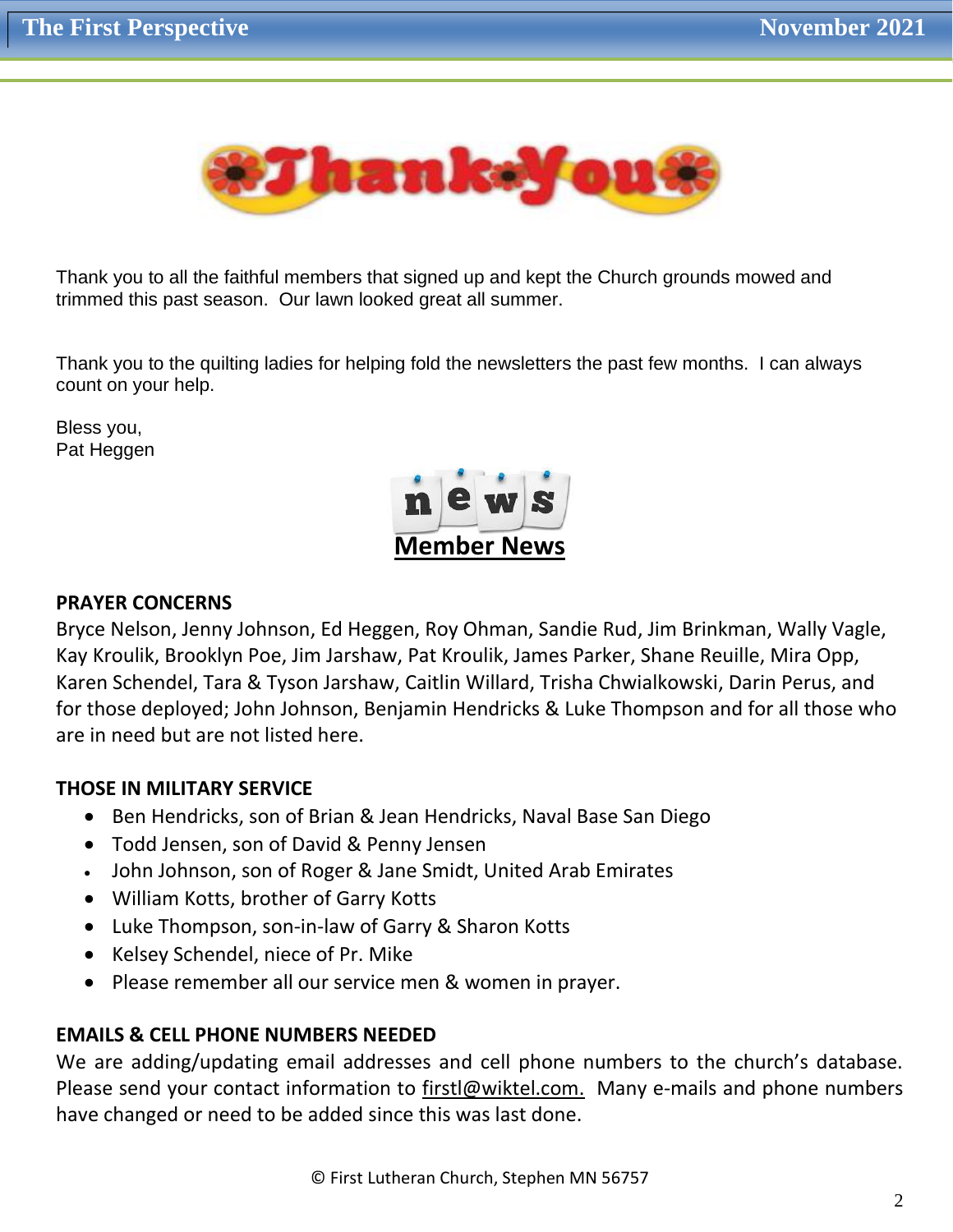# Thank You

Thank you to all the faithful members that signed up and kept the Church grounds mowed and trimmed this past season. Our lawn looked great all summer.

Thank you to the quilting ladies for helping fold the newsletters the past few months. I can always count on your help.

Bless you,
Pat Heggen

## Member News

**PRAYER CONCERNS**

Bryce Nelson, Jenny Johnson, Ed Heggen, Roy Ohman, Sandie Rud, Jim Brinkman, Wally Vagle, Kay Kroulik, Brooklyn Poe, Jim Jarshaw, Pat Kroulik, James Parker, Shane Reuille, Mira Opp, Karen Schendel, Tara & Tyson Jarshaw, Caitlin Willard, Trisha Chwialkowski, Darin Perus, and for those deployed; John Johnson, Benjamin Hendricks & Luke Thompson and for all those who are in need but are not listed here.

**THOSE IN MILITARY SERVICE**

- Ben Hendricks, son of Brian & Jean Hendricks, Naval Base San Diego
- Todd Jensen, son of David & Penny Jensen
- John Johnson, son of Roger & Jane Smidt, United Arab Emirates
- William Kotts, brother of Garry Kotts
- Luke Thompson, son-in-law of Garry & Sharon Kotts
- Kelsey Schendel, niece of Pr. Mike
- Please remember all our service men & women in prayer.

**EMAILS & CELL PHONE NUMBERS NEEDED**

We are adding/updating email addresses and cell phone numbers to the church's database. Please send your contact information to firstl@wiktel.com. Many e-mails and phone numbers have changed or need to be added since this was last done.

© First Lutheran Church, Stephen MN 56757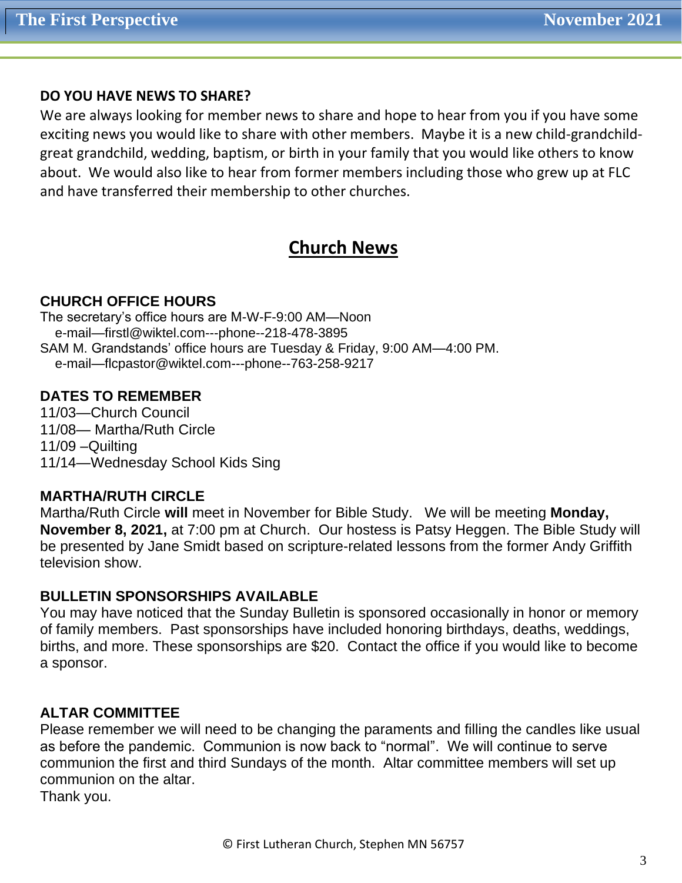**DO YOU HAVE NEWS TO SHARE?**

We are always looking for member news to share and hope to hear from you if you have some exciting news you would like to share with other members. Maybe it is a new child-grandchild-great grandchild, wedding, baptism, or birth in your family that you would like others to know about. We would also like to hear from former members including those who grew up at FLC and have transferred their membership to other churches.

# Church News

### CHURCH OFFICE HOURS

The secretary's office hours are M-W-F-9:00 AM—Noon
e-mail—firstl@wiktel.com---phone--218-478-3895
SAM M. Grandstands' office hours are Tuesday & Friday, 9:00 AM—4:00 PM.
e-mail—flcpastor@wiktel.com---phone--763-258-9217

### DATES TO REMEMBER

11/03—Church Council
11/08— Martha/Ruth Circle
11/09 –Quilting
11/14—Wednesday School Kids Sing

### MARTHA/RUTH CIRCLE

Martha/Ruth Circle **will** meet in November for Bible Study. We will be meeting **Monday, November 8, 2021,** at 7:00 pm at Church. Our hostess is Patsy Heggen. The Bible Study will be presented by Jane Smidt based on scripture-related lessons from the former Andy Griffith television show.

### BULLETIN SPONSORSHIPS AVAILABLE

You may have noticed that the Sunday Bulletin is sponsored occasionally in honor or memory of family members. Past sponsorships have included honoring birthdays, deaths, weddings, births, and more. These sponsorships are $20. Contact the office if you would like to become a sponsor.

### ALTAR COMMITTEE

Please remember we will need to be changing the paraments and filling the candles like usual as before the pandemic. Communion is now back to "normal". We will continue to serve communion the first and third Sundays of the month. Altar committee members will set up communion on the altar.
Thank you.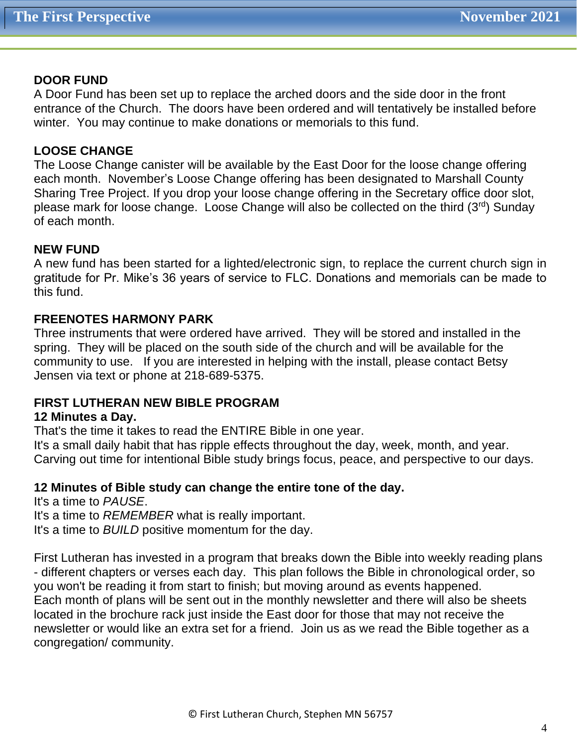## DOOR FUND

A Door Fund has been set up to replace the arched doors and the side door in the front entrance of the Church. The doors have been ordered and will tentatively be installed before winter. You may continue to make donations or memorials to this fund.

## LOOSE CHANGE

The Loose Change canister will be available by the East Door for the loose change offering each month. November's Loose Change offering has been designated to Marshall County Sharing Tree Project. If you drop your loose change offering in the Secretary office door slot, please mark for loose change. Loose Change will also be collected on the third (3rd) Sunday of each month.

## NEW FUND

A new fund has been started for a lighted/electronic sign, to replace the current church sign in gratitude for Pr. Mike's 36 years of service to FLC. Donations and memorials can be made to this fund.

## FREENOTES HARMONY PARK

Three instruments that were ordered have arrived. They will be stored and installed in the spring. They will be placed on the south side of the church and will be available for the community to use. If you are interested in helping with the install, please contact Betsy Jensen via text or phone at 218-689-5375.

## FIRST LUTHERAN NEW BIBLE PROGRAM

**12 Minutes a Day.**

That's the time it takes to read the ENTIRE Bible in one year.
It's a small daily habit that has ripple effects throughout the day, week, month, and year.
Carving out time for intentional Bible study brings focus, peace, and perspective to our days.

**12 Minutes of Bible study can change the entire tone of the day.**

It's a time to *PAUSE*.
It's a time to *REMEMBER* what is really important.
It's a time to *BUILD* positive momentum for the day.

First Lutheran has invested in a program that breaks down the Bible into weekly reading plans - different chapters or verses each day. This plan follows the Bible in chronological order, so you won't be reading it from start to finish; but moving around as events happened.
Each month of plans will be sent out in the monthly newsletter and there will also be sheets located in the brochure rack just inside the East door for those that may not receive the newsletter or would like an extra set for a friend. Join us as we read the Bible together as a congregation/ community.

© First Lutheran Church, Stephen MN 56757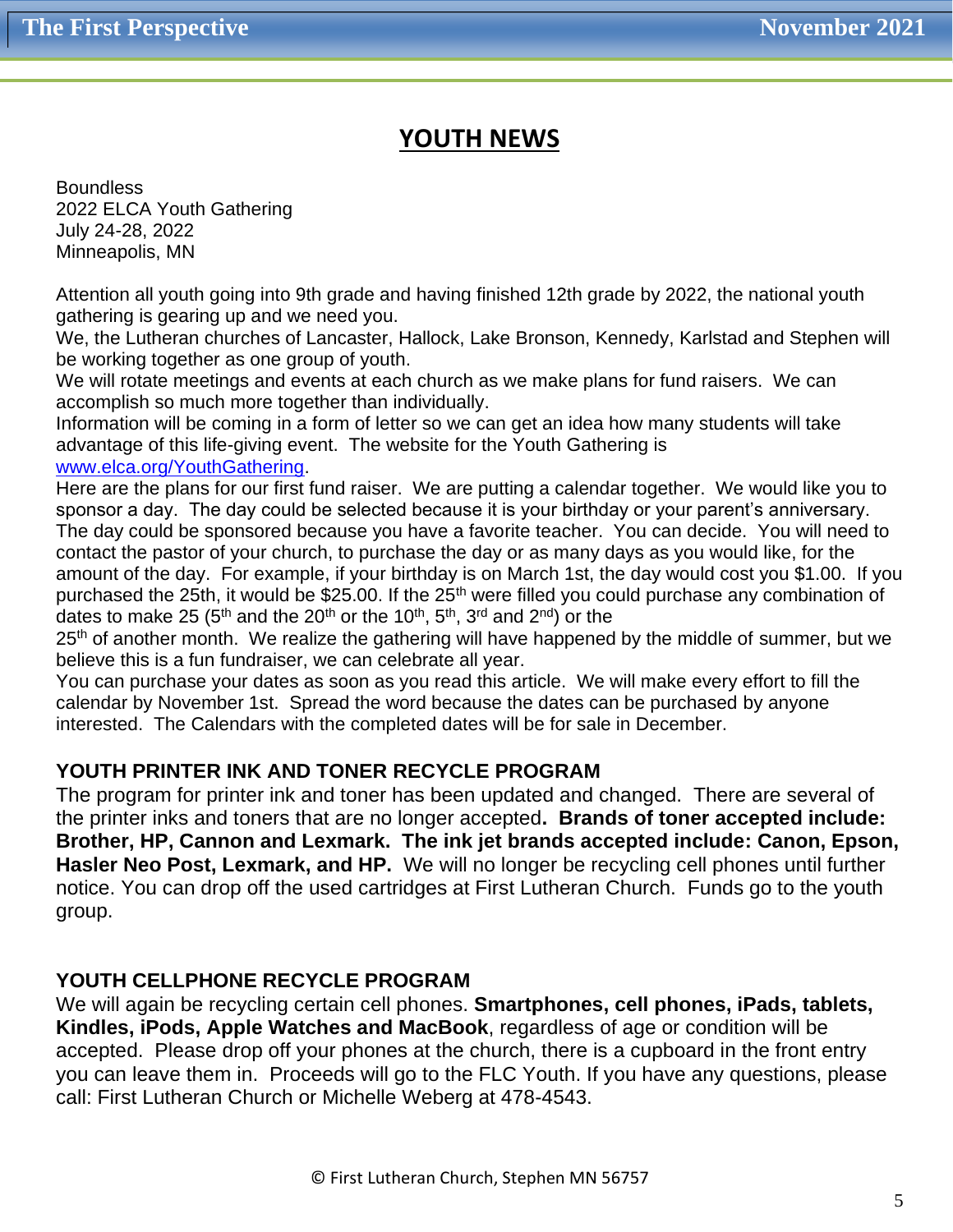## YOUTH NEWS

Boundless
2022 ELCA Youth Gathering
July 24-28, 2022
Minneapolis, MN

Attention all youth going into 9th grade and having finished 12th grade by 2022, the national youth gathering is gearing up and we need you.
We, the Lutheran churches of Lancaster, Hallock, Lake Bronson, Kennedy, Karlstad and Stephen will be working together as one group of youth.
We will rotate meetings and events at each church as we make plans for fund raisers. We can accomplish so much more together than individually.
Information will be coming in a form of letter so we can get an idea how many students will take advantage of this life-giving event. The website for the Youth Gathering is www.elca.org/YouthGathering.
Here are the plans for our first fund raiser. We are putting a calendar together. We would like you to sponsor a day. The day could be selected because it is your birthday or your parent's anniversary. The day could be sponsored because you have a favorite teacher. You can decide. You will need to contact the pastor of your church, to purchase the day or as many days as you would like, for the amount of the day. For example, if your birthday is on March 1st, the day would cost you $1.00. If you purchased the 25th, it would be $25.00. If the 25th were filled you could purchase any combination of dates to make 25 (5th and the 20th or the 10th, 5th, 3rd and 2nd) or the 25th of another month. We realize the gathering will have happened by the middle of summer, but we believe this is a fun fundraiser, we can celebrate all year.
You can purchase your dates as soon as you read this article. We will make every effort to fill the calendar by November 1st. Spread the word because the dates can be purchased by anyone interested. The Calendars with the completed dates will be for sale in December.

### YOUTH PRINTER INK AND TONER RECYCLE PROGRAM

The program for printer ink and toner has been updated and changed. There are several of the printer inks and toners that are no longer accepted**. Brands of toner accepted include: Brother, HP, Cannon and Lexmark. The ink jet brands accepted include: Canon, Epson, Hasler Neo Post, Lexmark, and HP.** We will no longer be recycling cell phones until further notice. You can drop off the used cartridges at First Lutheran Church. Funds go to the youth group.

### YOUTH CELLPHONE RECYCLE PROGRAM

We will again be recycling certain cell phones. **Smartphones, cell phones, iPads, tablets, Kindles, iPods, Apple Watches and MacBook**, regardless of age or condition will be accepted. Please drop off your phones at the church, there is a cupboard in the front entry you can leave them in. Proceeds will go to the FLC Youth. If you have any questions, please call: First Lutheran Church or Michelle Weberg at 478-4543.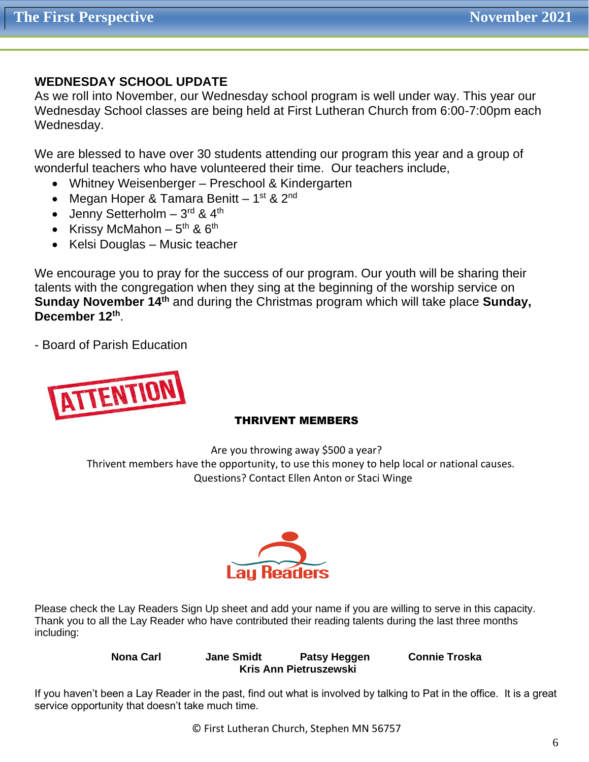## WEDNESDAY SCHOOL UPDATE

As we roll into November, our Wednesday school program is well under way. This year our Wednesday School classes are being held at First Lutheran Church from 6:00-7:00pm each Wednesday.

We are blessed to have over 30 students attending our program this year and a group of wonderful teachers who have volunteered their time. Our teachers include,

- Whitney Weisenberger – Preschool & Kindergarten
- Megan Hoper & Tamara Benitt – 1st & 2nd
- Jenny Setterholm – 3rd & 4th
- Krissy McMahon – 5th & 6th
- Kelsi Douglas – Music teacher

We encourage you to pray for the success of our program. Our youth will be sharing their talents with the congregation when they sing at the beginning of the worship service on **Sunday November 14th** and during the Christmas program which will take place **Sunday, December 12th**.

- Board of Parish Education

ATTENTION

**THRIVENT MEMBERS**

Are you throwing away $500 a year?
Thrivent members have the opportunity, to use this money to help local or national causes.
Questions? Contact Ellen Anton or Staci Winge

Lay Readers

Please check the Lay Readers Sign Up sheet and add your name if you are willing to serve in this capacity. Thank you to all the Lay Reader who have contributed their reading talents during the last three months including:

**Nona Carl** **Jane Smidt** **Patsy Heggen** **Connie Troska**
**Kris Ann Pietruszewski**

If you haven't been a Lay Reader in the past, find out what is involved by talking to Pat in the office. It is a great service opportunity that doesn't take much time.

© First Lutheran Church, Stephen MN 56757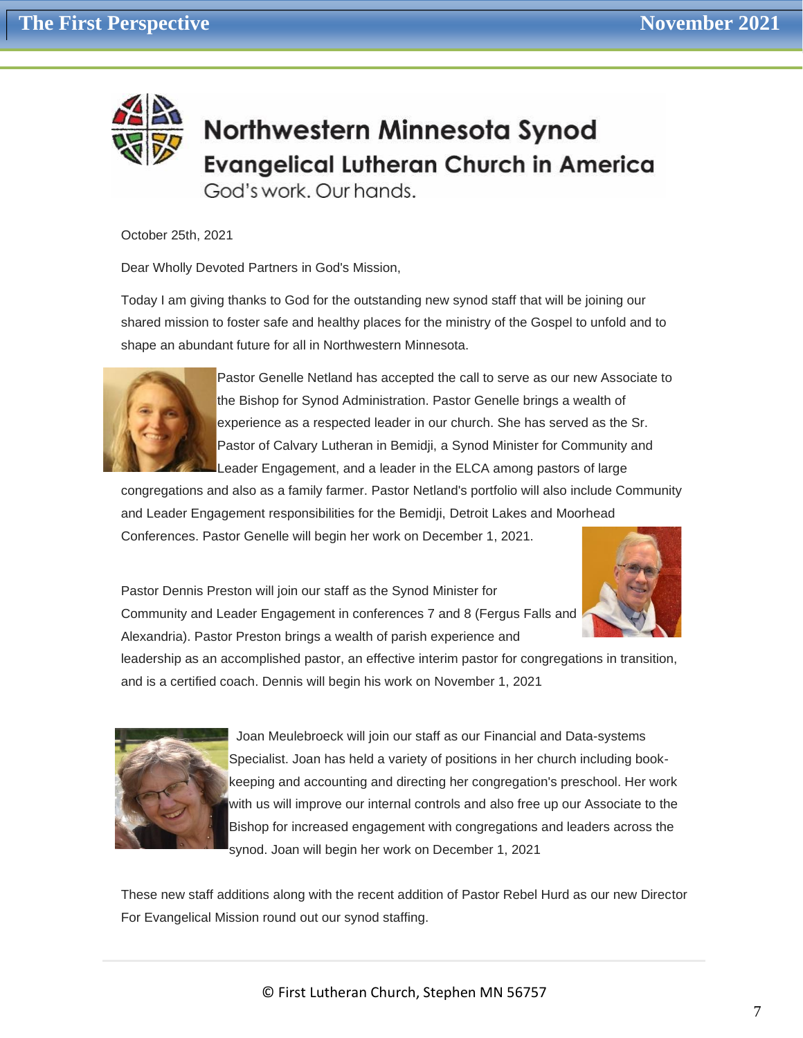# Northwestern Minnesota Synod
## Evangelical Lutheran Church in America
God's work. Our hands.

October 25th, 2021

Dear Wholly Devoted Partners in God's Mission,

Today I am giving thanks to God for the outstanding new synod staff that will be joining our shared mission to foster safe and healthy places for the ministry of the Gospel to unfold and to shape an abundant future for all in Northwestern Minnesota.

Pastor Genelle Netland has accepted the call to serve as our new Associate to the Bishop for Synod Administration. Pastor Genelle brings a wealth of experience as a respected leader in our church. She has served as the Sr. Pastor of Calvary Lutheran in Bemidji, a Synod Minister for Community and Leader Engagement, and a leader in the ELCA among pastors of large congregations and also as a family farmer. Pastor Netland's portfolio will also include Community and Leader Engagement responsibilities for the Bemidji, Detroit Lakes and Moorhead Conferences. Pastor Genelle will begin her work on December 1, 2021.

Pastor Dennis Preston will join our staff as the Synod Minister for Community and Leader Engagement in conferences 7 and 8 (Fergus Falls and Alexandria). Pastor Preston brings a wealth of parish experience and leadership as an accomplished pastor, an effective interim pastor for congregations in transition, and is a certified coach. Dennis will begin his work on November 1, 2021

Joan Meulebroeck will join our staff as our Financial and Data-systems Specialist. Joan has held a variety of positions in her church including book-keeping and accounting and directing her congregation's preschool. Her work with us will improve our internal controls and also free up our Associate to the Bishop for increased engagement with congregations and leaders across the synod. Joan will begin her work on December 1, 2021

These new staff additions along with the recent addition of Pastor Rebel Hurd as our new Director For Evangelical Mission round out our synod staffing.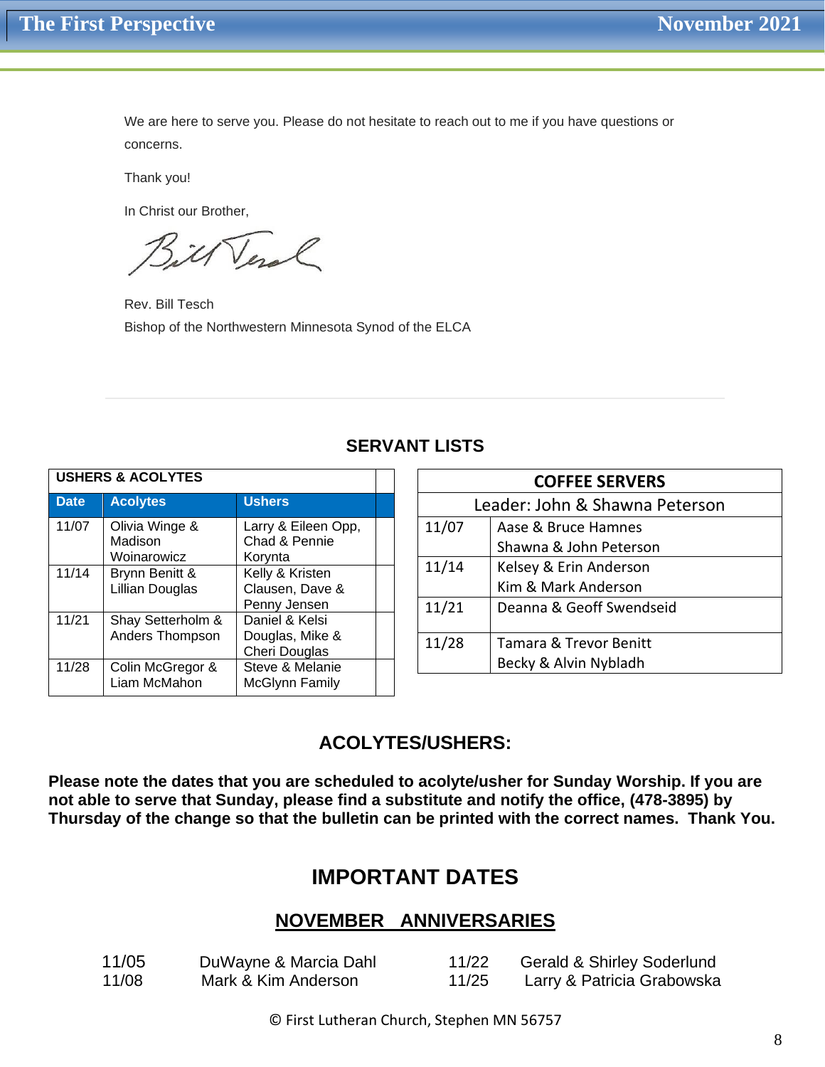We are here to serve you. Please do not hesitate to reach out to me if you have questions or concerns.

Thank you!

In Christ our Brother,

Rev. Bill Tesch
Bishop of the Northwestern Minnesota Synod of the ELCA

---

## SERVANT LISTS

| USHERS & ACOLYTES | | |
|---|---|---|
| **Date** | **Acolytes** | **Ushers** |
| 11/07 | Olivia Winge & Madison Woinarowicz | Larry & Eileen Opp, Chad & Pennie Korynta |
| 11/14 | Brynn Benitt & Lillian Douglas | Kelly & Kristen Clausen, Dave & Penny Jensen |
| 11/21 | Shay Setterholm & Anders Thompson | Daniel & Kelsi Douglas, Mike & Cheri Douglas |
| 11/28 | Colin McGregor & Liam McMahon | Steve & Melanie McGlynn Family |

| COFFEE SERVERS | |
|---|---|
| Leader: John & Shawna Peterson | |
| 11/07 | Aase & Bruce Hamnes<br>Shawna & John Peterson |
| 11/14 | Kelsey & Erin Anderson<br>Kim & Mark Anderson |
| 11/21 | Deanna & Geoff Swendseid |
| 11/28 | Tamara & Trevor Benitt<br>Becky & Alvin Nybladh |

## ACOLYTES/USHERS:

**Please note the dates that you are scheduled to acolyte/usher for Sunday Worship. If you are not able to serve that Sunday, please find a substitute and notify the office, (478-3895) by Thursday of the change so that the bulletin can be printed with the correct names. Thank You.**

# IMPORTANT DATES

## NOVEMBER ANNIVERSARIES

| | | | |
|---|---|---|---|
| 11/05 | DuWayne & Marcia Dahl | 11/22 | Gerald & Shirley Soderlund |
| 11/08 | Mark & Kim Anderson | 11/25 | Larry & Patricia Grabowska |

© First Lutheran Church, Stephen MN 56757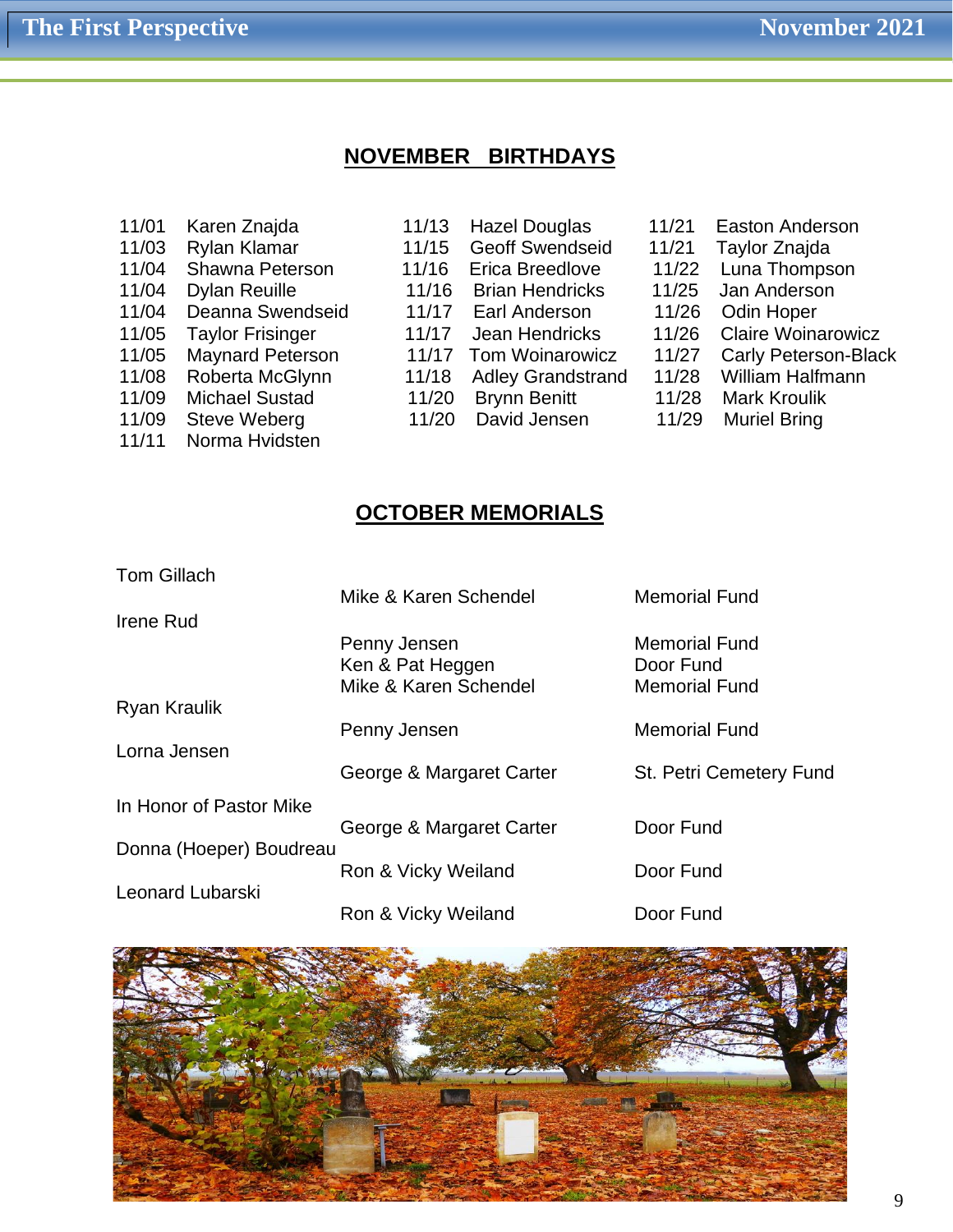## NOVEMBER BIRTHDAYS

| | | | | | |
|---|---|---|---|---|---|
| 11/01 | Karen Znajda | 11/13 | Hazel Douglas | 11/21 | Easton Anderson |
| 11/03 | Rylan Klamar | 11/15 | Geoff Swendseid | 11/21 | Taylor Znajda |
| 11/04 | Shawna Peterson | 11/16 | Erica Breedlove | 11/22 | Luna Thompson |
| 11/04 | Dylan Reuille | 11/16 | Brian Hendricks | 11/25 | Jan Anderson |
| 11/04 | Deanna Swendseid | 11/17 | Earl Anderson | 11/26 | Odin Hoper |
| 11/05 | Taylor Frisinger | 11/17 | Jean Hendricks | 11/26 | Claire Woinarowicz |
| 11/05 | Maynard Peterson | 11/17 | Tom Woinarowicz | 11/27 | Carly Peterson-Black |
| 11/08 | Roberta McGlynn | 11/18 | Adley Grandstrand | 11/28 | William Halfmann |
| 11/09 | Michael Sustad | 11/20 | Brynn Benitt | 11/28 | Mark Kroulik |
| 11/09 | Steve Weberg | 11/20 | David Jensen | 11/29 | Muriel Bring |
| 11/11 | Norma Hvidsten | | | | |

## OCTOBER MEMORIALS

| | | |
|---|---|---|
| Tom Gillach | | |
| | Mike & Karen Schendel | Memorial Fund |
| Irene Rud | | |
| | Penny Jensen | Memorial Fund |
| | Ken & Pat Heggen | Door Fund |
| | Mike & Karen Schendel | Memorial Fund |
| Ryan Kraulik | | |
| | Penny Jensen | Memorial Fund |
| Lorna Jensen | | |
| | George & Margaret Carter | St. Petri Cemetery Fund |
| In Honor of Pastor Mike | | |
| | George & Margaret Carter | Door Fund |
| Donna (Hoeper) Boudreau | | |
| | Ron & Vicky Weiland | Door Fund |
| Leonard Lubarski | | |
| | Ron & Vicky Weiland | Door Fund |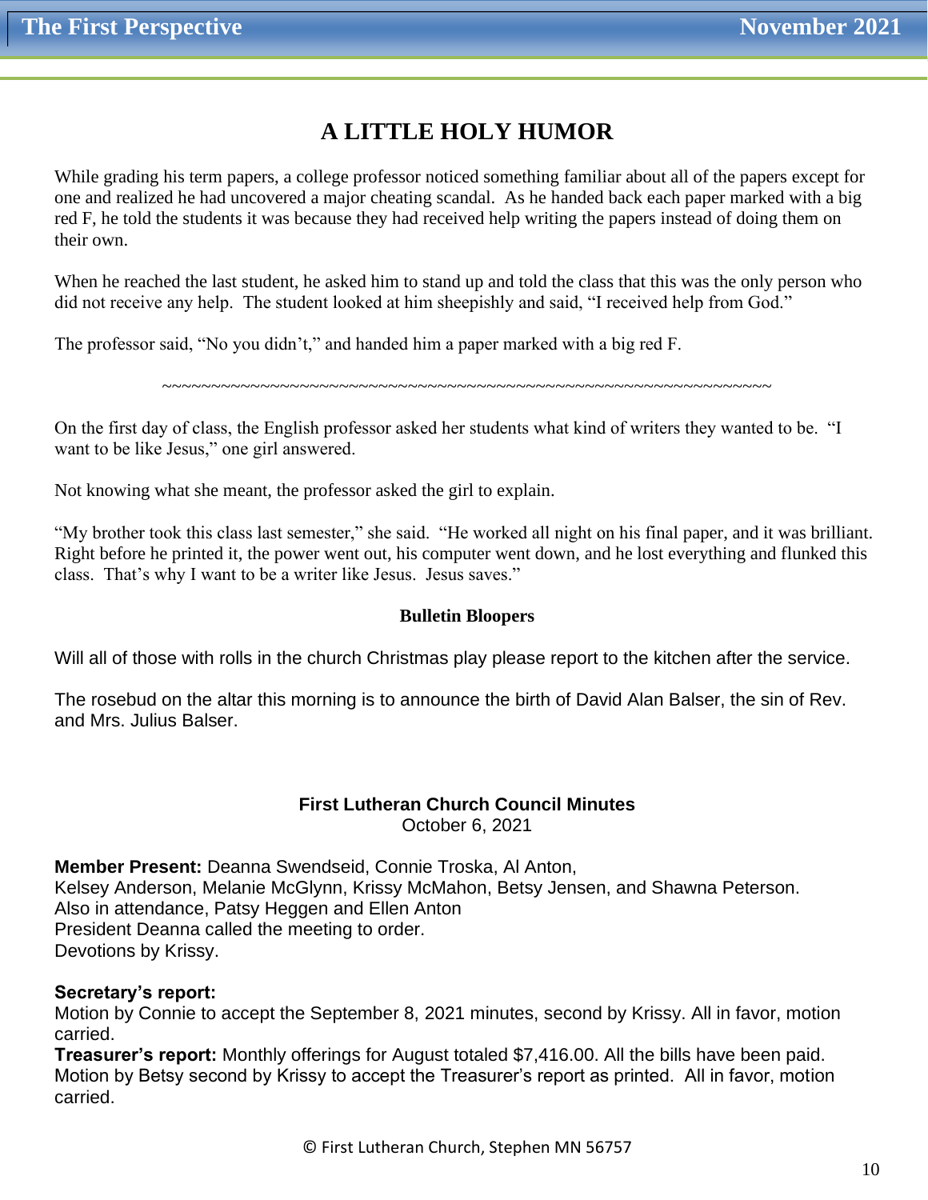# A LITTLE HOLY HUMOR

While grading his term papers, a college professor noticed something familiar about all of the papers except for one and realized he had uncovered a major cheating scandal. As he handed back each paper marked with a big red F, he told the students it was because they had received help writing the papers instead of doing them on their own.

When he reached the last student, he asked him to stand up and told the class that this was the only person who did not receive any help. The student looked at him sheepishly and said, "I received help from God."

The professor said, "No you didn't," and handed him a paper marked with a big red F.

~~~~~~~~~~~~~~~~~~~~~~~~~~~~~~~~~~~~~~~~~~~~~~~~~~~~~~~~~~~~~~~~

On the first day of class, the English professor asked her students what kind of writers they wanted to be. "I want to be like Jesus," one girl answered.

Not knowing what she meant, the professor asked the girl to explain.

"My brother took this class last semester," she said. "He worked all night on his final paper, and it was brilliant. Right before he printed it, the power went out, his computer went down, and he lost everything and flunked this class. That's why I want to be a writer like Jesus. Jesus saves."

**Bulletin Bloopers**

Will all of those with rolls in the church Christmas play please report to the kitchen after the service.

The rosebud on the altar this morning is to announce the birth of David Alan Balser, the sin of Rev. and Mrs. Julius Balser.

## First Lutheran Church Council Minutes

October 6, 2021

**Member Present:** Deanna Swendseid, Connie Troska, Al Anton,
Kelsey Anderson, Melanie McGlynn, Krissy McMahon, Betsy Jensen, and Shawna Peterson.
Also in attendance, Patsy Heggen and Ellen Anton
President Deanna called the meeting to order.
Devotions by Krissy.

**Secretary's report:**
Motion by Connie to accept the September 8, 2021 minutes, second by Krissy. All in favor, motion carried.
**Treasurer's report:** Monthly offerings for August totaled $7,416.00. All the bills have been paid. Motion by Betsy second by Krissy to accept the Treasurer's report as printed. All in favor, motion carried.

© First Lutheran Church, Stephen MN 56757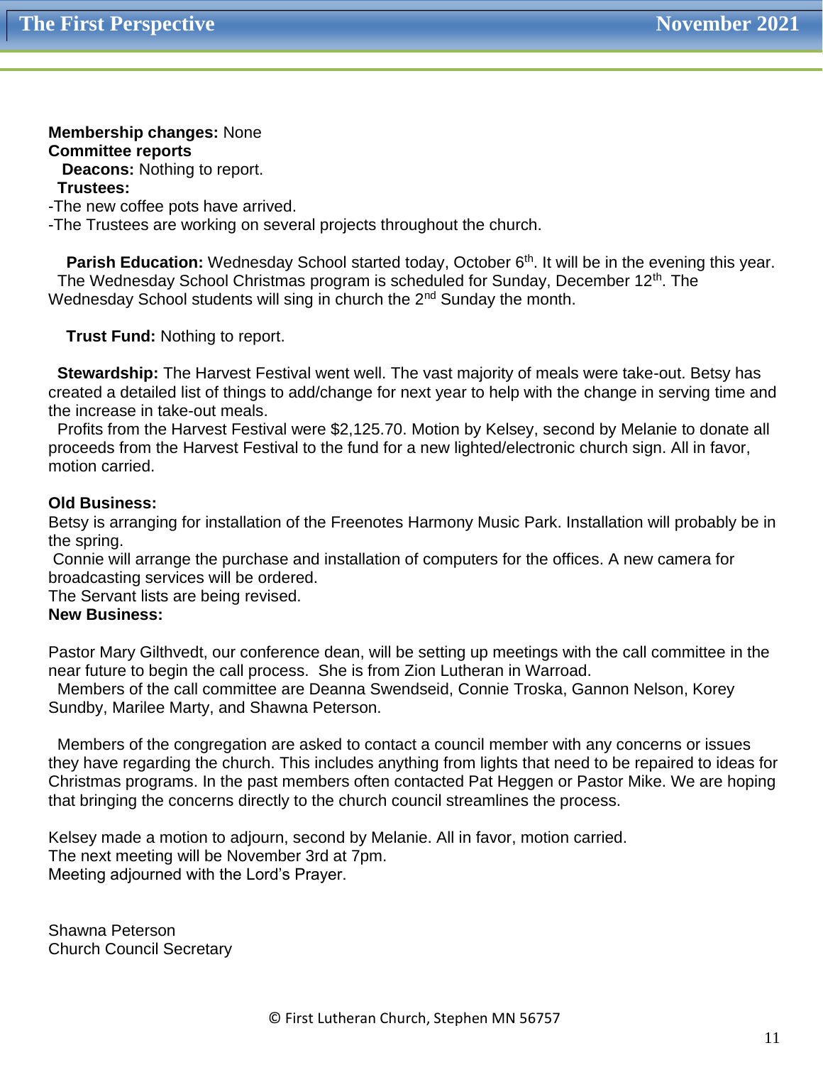**Membership changes:** None
**Committee reports**
**Deacons:** Nothing to report.
**Trustees:**
-The new coffee pots have arrived.
-The Trustees are working on several projects throughout the church.

**Parish Education:** Wednesday School started today, October 6th. It will be in the evening this year. The Wednesday School Christmas program is scheduled for Sunday, December 12th. The Wednesday School students will sing in church the 2nd Sunday the month.

**Trust Fund:** Nothing to report.

**Stewardship:** The Harvest Festival went well. The vast majority of meals were take-out. Betsy has created a detailed list of things to add/change for next year to help with the change in serving time and the increase in take-out meals.
Profits from the Harvest Festival were $2,125.70. Motion by Kelsey, second by Melanie to donate all proceeds from the Harvest Festival to the fund for a new lighted/electronic church sign. All in favor, motion carried.

**Old Business:**
Betsy is arranging for installation of the Freenotes Harmony Music Park. Installation will probably be in the spring.
Connie will arrange the purchase and installation of computers for the offices. A new camera for broadcasting services will be ordered.
The Servant lists are being revised.
**New Business:**

Pastor Mary Gilthvedt, our conference dean, will be setting up meetings with the call committee in the near future to begin the call process. She is from Zion Lutheran in Warroad.
Members of the call committee are Deanna Swendseid, Connie Troska, Gannon Nelson, Korey Sundby, Marilee Marty, and Shawna Peterson.

Members of the congregation are asked to contact a council member with any concerns or issues they have regarding the church. This includes anything from lights that need to be repaired to ideas for Christmas programs. In the past members often contacted Pat Heggen or Pastor Mike. We are hoping that bringing the concerns directly to the church council streamlines the process.

Kelsey made a motion to adjourn, second by Melanie. All in favor, motion carried.
The next meeting will be November 3rd at 7pm.
Meeting adjourned with the Lord's Prayer.

Shawna Peterson
Church Council Secretary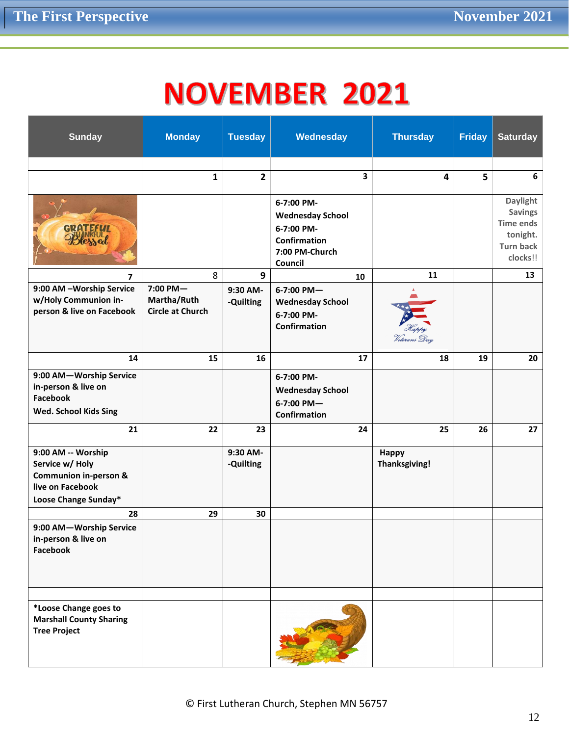# NOVEMBER 2021

| Sunday | Monday | Tuesday | Wednesday | Thursday | Friday | Saturday |
|---|---|---|---|---|---|---|
| | 1 | 2 | 3 | 4 | 5 | 6 |
| | | | 6-7:00 PM-Wednesday School<br>6-7:00 PM-Confirmation<br>7:00 PM-Church Council | | | Daylight Savings Time ends tonight. Turn back clocks!! |
| 7 | 8 | 9 | 10 | 11 | | 13 |
| 9:00 AM –Worship Service w/Holy Communion in-person & live on Facebook | 7:00 PM—Martha/Ruth Circle at Church | 9:30 AM--Quilting | 6-7:00 PM—Wednesday School<br>6-7:00 PM-Confirmation | Happy Veterans Day | | |
| 14 | 15 | 16 | 17 | 18 | 19 | 20 |
| 9:00 AM—Worship Service in-person & live on Facebook<br>Wed. School Kids Sing | | | 6-7:00 PM-Wednesday School<br>6-7:00 PM—Confirmation | | | |
| 21 | 22 | 23 | 24 | 25 | 26 | 27 |
| 9:00 AM -- Worship Service w/ Holy Communion in-person & live on Facebook<br>Loose Change Sunday* | | 9:30 AM--Quilting | | Happy Thanksgiving! | | |
| 28 | 29 | 30 | | | | |
| 9:00 AM—Worship Service in-person & live on Facebook | | | | | | |
| *Loose Change goes to Marshall County Sharing Tree Project | | | | | | |

© First Lutheran Church, Stephen MN 56757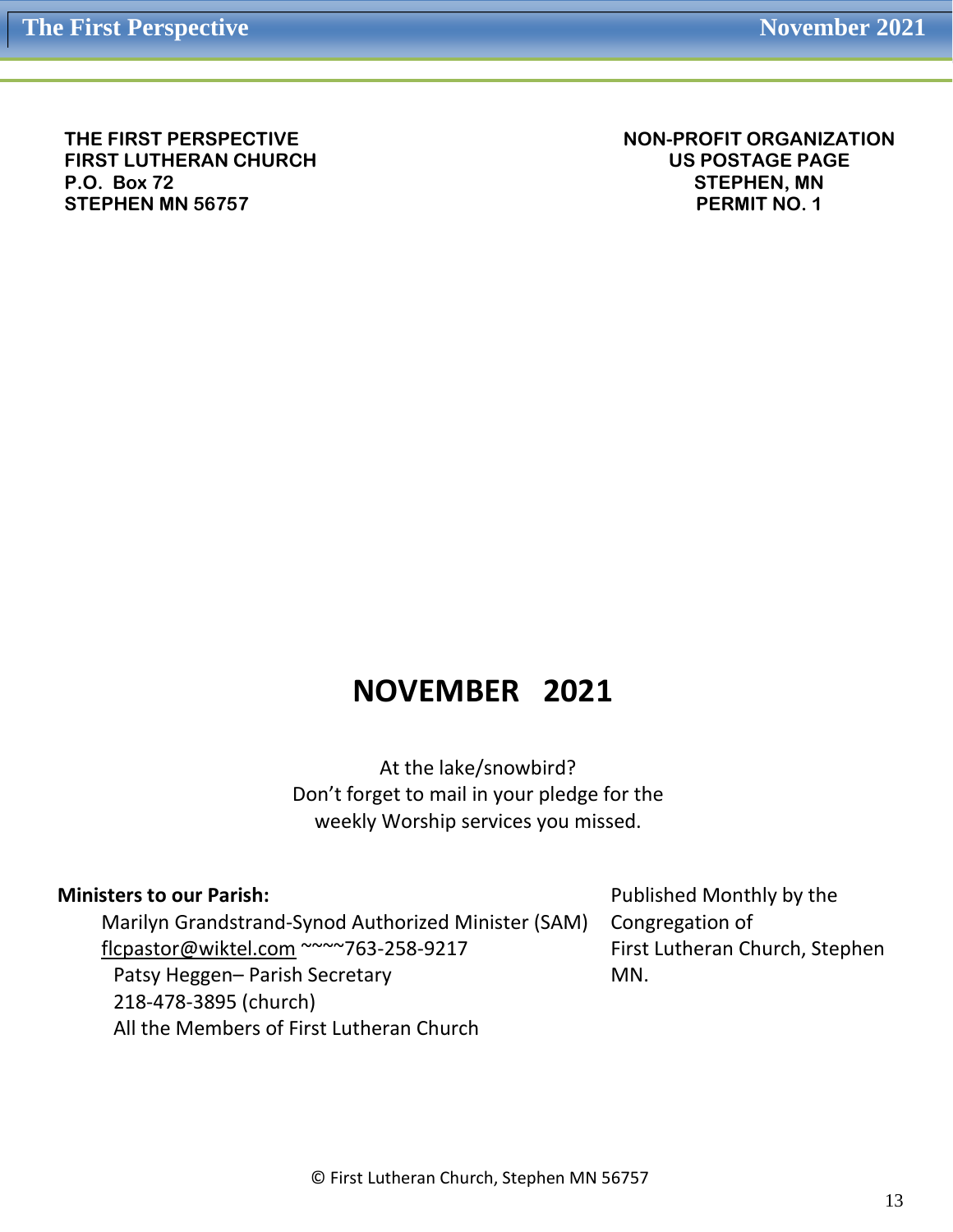**THE FIRST PERSPECTIVE**
**FIRST LUTHERAN CHURCH**
**P.O. Box 72**
**STEPHEN MN 56757**

**NON-PROFIT ORGANIZATION**
**US POSTAGE PAGE**
**STEPHEN, MN**
**PERMIT NO. 1**

# NOVEMBER 2021

At the lake/snowbird?
Don't forget to mail in your pledge for the
weekly Worship services you missed.

**Ministers to our Parish:**

Marilyn Grandstrand-Synod Authorized Minister (SAM)
flcpastor@wiktel.com ~~~~763-258-9217
Patsy Heggen– Parish Secretary
218-478-3895 (church)
All the Members of First Lutheran Church

Published Monthly by the Congregation of First Lutheran Church, Stephen MN.

© First Lutheran Church, Stephen MN 56757